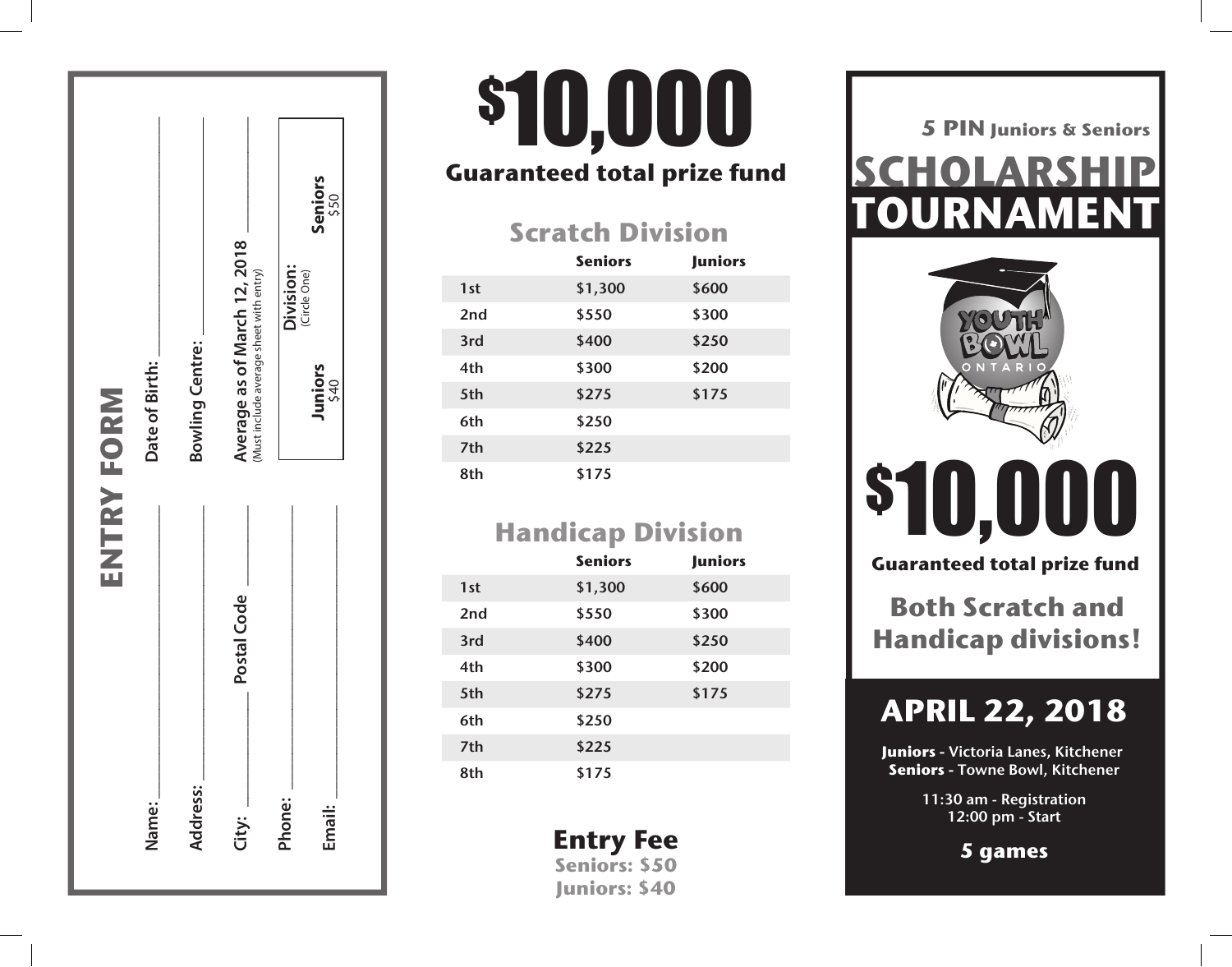## ENTRY FORM

Name: ____________________ Date of Birth: ____________________

Address: ____________________ Bowling Centre: ____________________

City: __________ Postal Code __________ Average as of March 12, 2018 __________
(Must include average sheet with entry)

Phone: ____________________

Email: ____________________

**Division:** (Circle One)

**Juniors** $40 **Seniors** $50

# $10,000

**Guaranteed total prize fund**

## Scratch Division

| | Seniors | Juniors |
|---|---|---|
| 1st | $1,300 | $600 |
| 2nd | $550 | $300 |
| 3rd | $400 | $250 |
| 4th | $300 | $200 |
| 5th | $275 | $175 |
| 6th | $250 | |
| 7th | $225 | |
| 8th | $175 | |

## Handicap Division

| | Seniors | Juniors |
|---|---|---|
| 1st | $1,300 | $600 |
| 2nd | $550 | $300 |
| 3rd | $400 | $250 |
| 4th | $300 | $200 |
| 5th | $275 | $175 |
| 6th | $250 | |
| 7th | $225 | |
| 8th | $175 | |

## Entry Fee

**Seniors: $50**
**Juniors: $40**

**5 PIN Juniors & Seniors**

# SCHOLARSHIP TOURNAMENT

YOUTH BOWL ONTARIO

# $10,000

**Guaranteed total prize fund**

## Both Scratch and Handicap divisions!

## APRIL 22, 2018

**Juniors** - Victoria Lanes, Kitchener
**Seniors** - Towne Bowl, Kitchener

11:30 am - Registration
12:00 pm - Start

**5 games**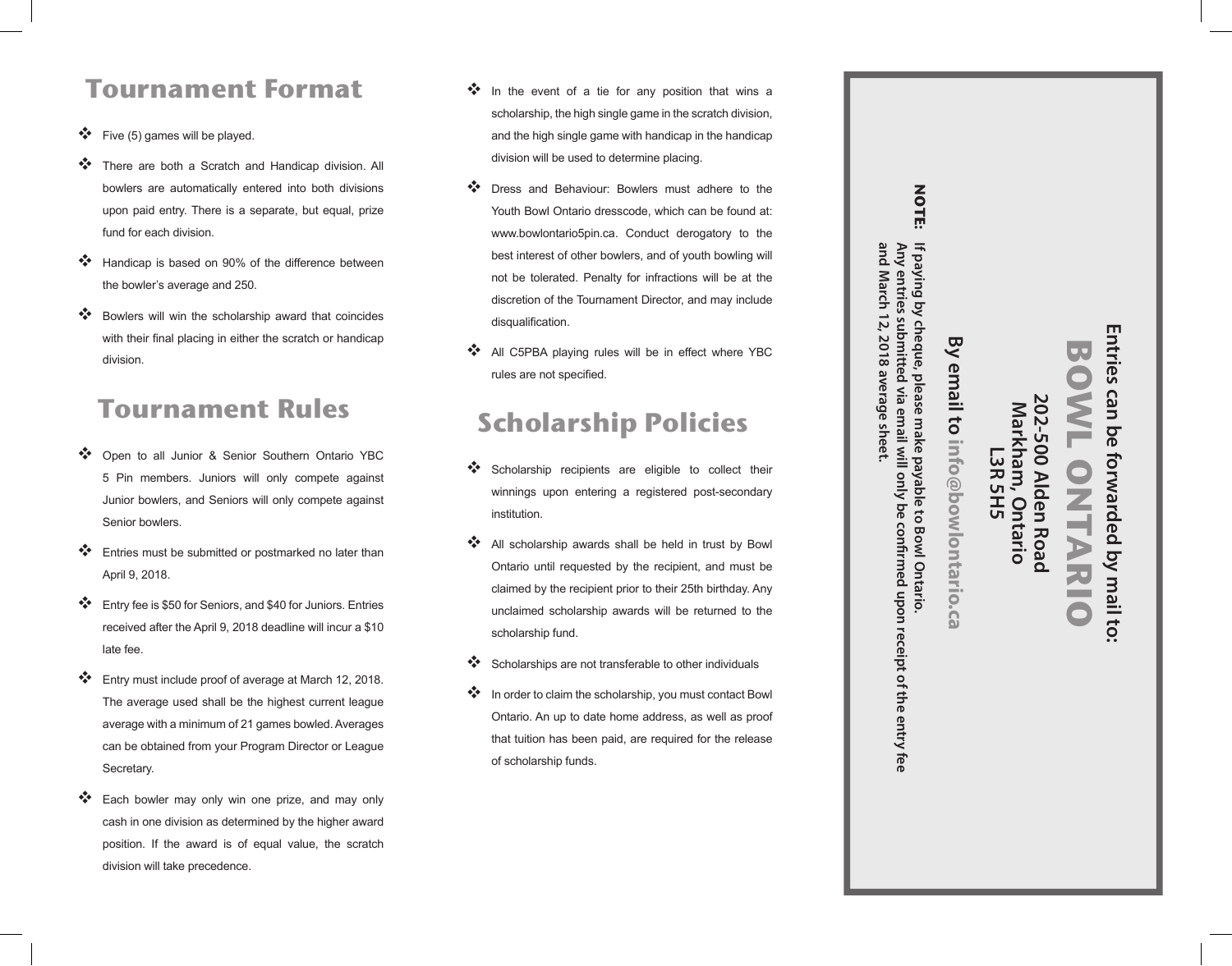## Tournament Format

- Five (5) games will be played.
- There are both a Scratch and Handicap division. All bowlers are automatically entered into both divisions upon paid entry. There is a separate, but equal, prize fund for each division.
- Handicap is based on 90% of the difference between the bowler's average and 250.
- Bowlers will win the scholarship award that coincides with their final placing in either the scratch or handicap division.

## Tournament Rules

- Open to all Junior & Senior Southern Ontario YBC 5 Pin members. Juniors will only compete against Junior bowlers, and Seniors will only compete against Senior bowlers.
- Entries must be submitted or postmarked no later than April 9, 2018.
- Entry fee is $50 for Seniors, and $40 for Juniors. Entries received after the April 9, 2018 deadline will incur a $10 late fee.
- Entry must include proof of average at March 12, 2018. The average used shall be the highest current league average with a minimum of 21 games bowled. Averages can be obtained from your Program Director or League Secretary.
- Each bowler may only win one prize, and may only cash in one division as determined by the higher award position. If the award is of equal value, the scratch division will take precedence.
- In the event of a tie for any position that wins a scholarship, the high single game in the scratch division, and the high single game with handicap in the handicap division will be used to determine placing.
- Dress and Behaviour: Bowlers must adhere to the Youth Bowl Ontario dresscode, which can be found at: www.bowlontario5pin.ca. Conduct derogatory to the best interest of other bowlers, and of youth bowling will not be tolerated. Penalty for infractions will be at the discretion of the Tournament Director, and may include disqualification.
- All C5PBA playing rules will be in effect where YBC rules are not specified.

## Scholarship Policies

- Scholarship recipients are eligible to collect their winnings upon entering a registered post-secondary institution.
- All scholarship awards shall be held in trust by Bowl Ontario until requested by the recipient, and must be claimed by the recipient prior to their 25th birthday. Any unclaimed scholarship awards will be returned to the scholarship fund.
- Scholarships are not transferable to other individuals
- In order to claim the scholarship, you must contact Bowl Ontario. An up to date home address, as well as proof that tuition has been paid, are required for the release of scholarship funds.

**Entries can be forwarded by mail to:**

**BOWL ONTARIO**
**202-500 Alden Road**
**Markham, Ontario**
**L3R 5H5**

**By email to info@bowlontario.ca**

**NOTE: If paying by cheque, please make payable to Bowl Ontario.**
**Any entries submitted via email will only be confirmed upon receipt of the entry fee and March 12, 2018 average sheet.**